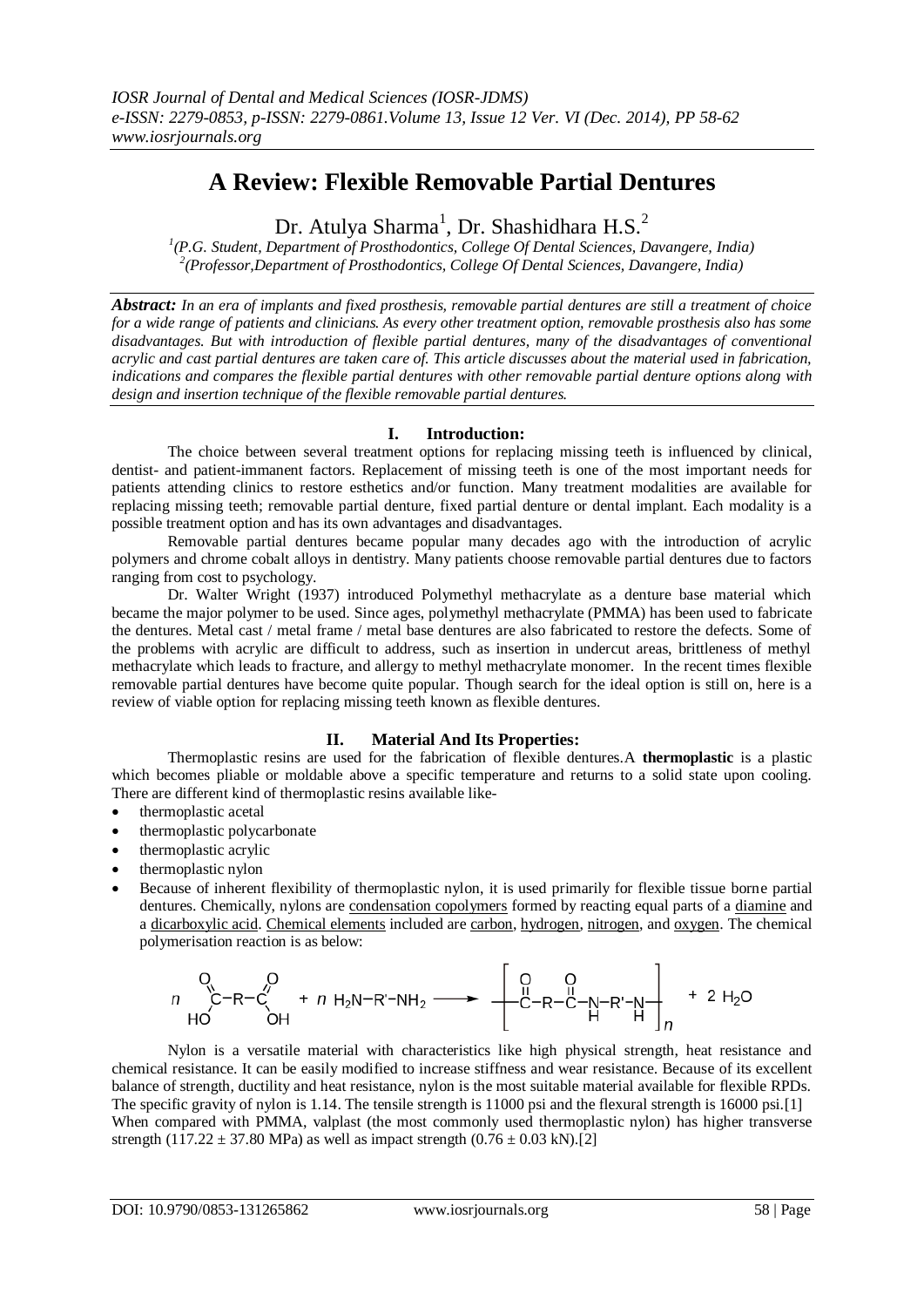# A Review: Flexible Removable Partial Dentures

Dr. Atulya Sharma[1], Dr. Shashidhara H.S.[2]

[1](P.G. Student, Department of Prosthodontics, College Of Dental Sciences, Davangere, India)
[2](Professor,Department of Prosthodontics, College Of Dental Sciences, Davangere, India)

***Abstract:*** *In an era of implants and fixed prosthesis, removable partial dentures are still a treatment of choice for a wide range of patients and clinicians. As every other treatment option, removable prosthesis also has some disadvantages. But with introduction of flexible partial dentures, many of the disadvantages of conventional acrylic and cast partial dentures are taken care of. This article discusses about the material used in fabrication, indications and compares the flexible partial dentures with other removable partial denture options along with design and insertion technique of the flexible removable partial dentures.*

## I. Introduction:

The choice between several treatment options for replacing missing teeth is influenced by clinical, dentist- and patient-immanent factors. Replacement of missing teeth is one of the most important needs for patients attending clinics to restore esthetics and/or function. Many treatment modalities are available for replacing missing teeth; removable partial denture, fixed partial denture or dental implant. Each modality is a possible treatment option and has its own advantages and disadvantages.

Removable partial dentures became popular many decades ago with the introduction of acrylic polymers and chrome cobalt alloys in dentistry. Many patients choose removable partial dentures due to factors ranging from cost to psychology.

Dr. Walter Wright (1937) introduced Polymethyl methacrylate as a denture base material which became the major polymer to be used. Since ages, polymethyl methacrylate (PMMA) has been used to fabricate the dentures. Metal cast / metal frame / metal base dentures are also fabricated to restore the defects. Some of the problems with acrylic are difficult to address, such as insertion in undercut areas, brittleness of methyl methacrylate which leads to fracture, and allergy to methyl methacrylate monomer. In the recent times flexible removable partial dentures have become quite popular. Though search for the ideal option is still on, here is a review of viable option for replacing missing teeth known as flexible dentures.

## II. Material And Its Properties:

Thermoplastic resins are used for the fabrication of flexible dentures. A **thermoplastic** is a plastic which becomes pliable or moldable above a specific temperature and returns to a solid state upon cooling. There are different kind of thermoplastic resins available like-

- thermoplastic acetal
- thermoplastic polycarbonate
- thermoplastic acrylic
- thermoplastic nylon
- Because of inherent flexibility of thermoplastic nylon, it is used primarily for flexible tissue borne partial dentures. Chemically, nylons are condensation copolymers formed by reacting equal parts of a diamine and a dicarboxylic acid. Chemical elements included are carbon, hydrogen, nitrogen, and oxygen. The chemical polymerisation reaction is as below:

$$n\ HOOC{-}R{-}COOH + n\ H_2N{-}R'{-}NH_2 \longrightarrow \left[ {-}\overset{O}{\overset{\|}{C}}{-}R{-}\overset{O}{\overset{\|}{C}}{-}\underset{H}{N}{-}R'{-}\underset{H}{N}{-} \right]_n + 2\ H_2O$$

Nylon is a versatile material with characteristics like high physical strength, heat resistance and chemical resistance. It can be easily modified to increase stiffness and wear resistance. Because of its excellent balance of strength, ductility and heat resistance, nylon is the most suitable material available for flexible RPDs. The specific gravity of nylon is 1.14. The tensile strength is 11000 psi and the flexural strength is 16000 psi.[1] When compared with PMMA, valplast (the most commonly used thermoplastic nylon) has higher transverse strength ($117.22 \pm 37.80$ MPa) as well as impact strength ($0.76 \pm 0.03$ kN).[2]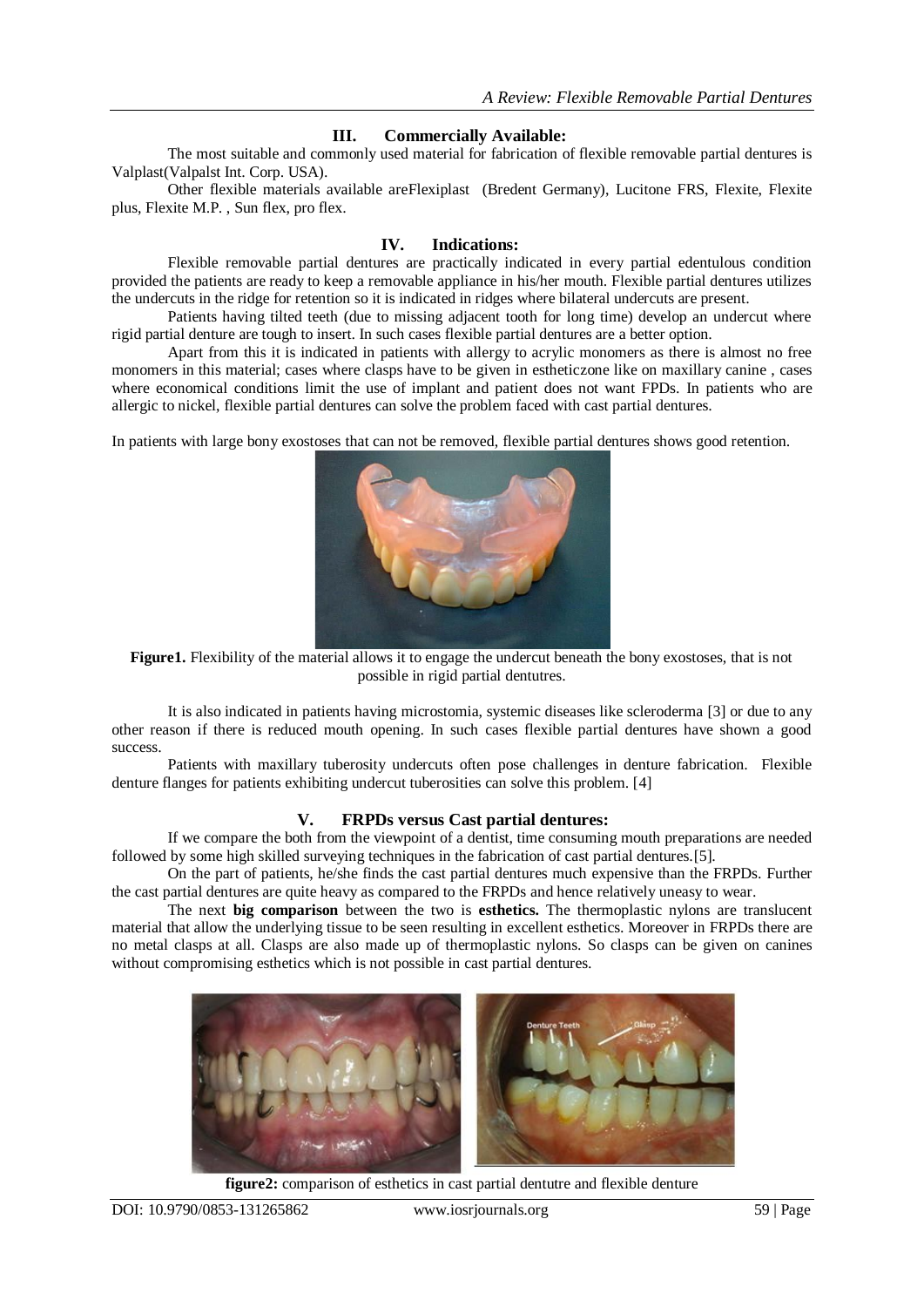## III. Commercially Available:

The most suitable and commonly used material for fabrication of flexible removable partial dentures is Valplast(Valpalst Int. Corp. USA).

Other flexible materials available areFlexiplast (Bredent Germany), Lucitone FRS, Flexite, Flexite plus, Flexite M.P. , Sun flex, pro flex.

## IV. Indications:

Flexible removable partial dentures are practically indicated in every partial edentulous condition provided the patients are ready to keep a removable appliance in his/her mouth. Flexible partial dentures utilizes the undercuts in the ridge for retention so it is indicated in ridges where bilateral undercuts are present.

Patients having tilted teeth (due to missing adjacent tooth for long time) develop an undercut where rigid partial denture are tough to insert. In such cases flexible partial dentures are a better option.

Apart from this it is indicated in patients with allergy to acrylic monomers as there is almost no free monomers in this material; cases where clasps have to be given in estheticzone like on maxillary canine , cases where economical conditions limit the use of implant and patient does not want FPDs. In patients who are allergic to nickel, flexible partial dentures can solve the problem faced with cast partial dentures.

In patients with large bony exostoses that can not be removed, flexible partial dentures shows good retention.

**Figure1.** Flexibility of the material allows it to engage the undercut beneath the bony exostoses, that is not possible in rigid partial dentutres.

It is also indicated in patients having microstomia, systemic diseases like scleroderma [3] or due to any other reason if there is reduced mouth opening. In such cases flexible partial dentures have shown a good success.

Patients with maxillary tuberosity undercuts often pose challenges in denture fabrication. Flexible denture flanges for patients exhibiting undercut tuberosities can solve this problem. [4]

## V. FRPDs versus Cast partial dentures:

If we compare the both from the viewpoint of a dentist, time consuming mouth preparations are needed followed by some high skilled surveying techniques in the fabrication of cast partial dentures.[5].

On the part of patients, he/she finds the cast partial dentures much expensive than the FRPDs. Further the cast partial dentures are quite heavy as compared to the FRPDs and hence relatively uneasy to wear.

The next **big comparison** between the two is **esthetics.** The thermoplastic nylons are translucent material that allow the underlying tissue to be seen resulting in excellent esthetics. Moreover in FRPDs there are no metal clasps at all. Clasps are also made up of thermoplastic nylons. So clasps can be given on canines without compromising esthetics which is not possible in cast partial dentures.

**figure2:** comparison of esthetics in cast partial dentutre and flexible denture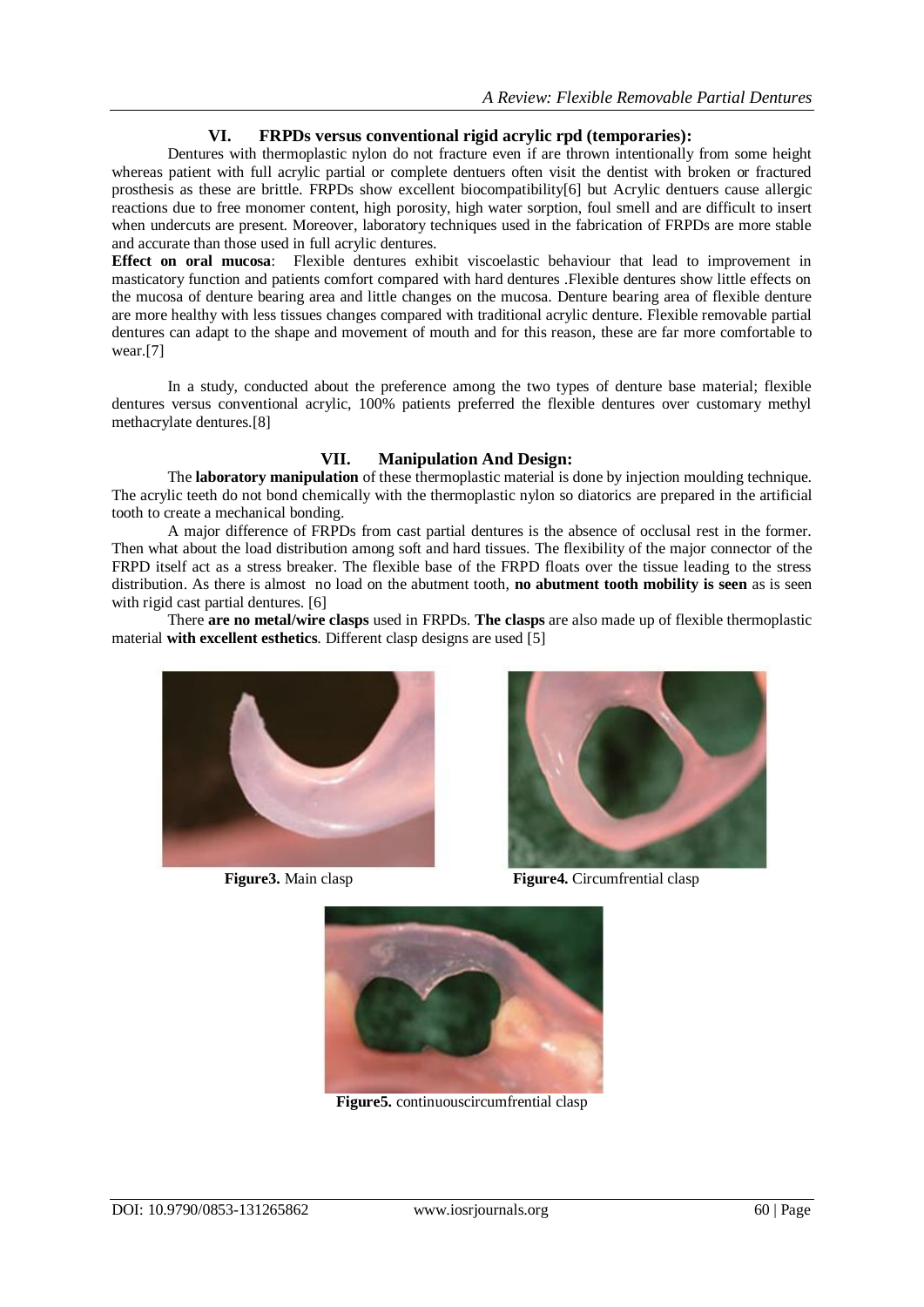## VI. FRPDs versus conventional rigid acrylic rpd (temporaries):

Dentures with thermoplastic nylon do not fracture even if are thrown intentionally from some height whereas patient with full acrylic partial or complete dentuers often visit the dentist with broken or fractured prosthesis as these are brittle. FRPDs show excellent biocompatibility[6] but Acrylic dentuers cause allergic reactions due to free monomer content, high porosity, high water sorption, foul smell and are difficult to insert when undercuts are present. Moreover, laboratory techniques used in the fabrication of FRPDs are more stable and accurate than those used in full acrylic dentures.

**Effect on oral mucosa**: Flexible dentures exhibit viscoelastic behaviour that lead to improvement in masticatory function and patients comfort compared with hard dentures .Flexible dentures show little effects on the mucosa of denture bearing area and little changes on the mucosa. Denture bearing area of flexible denture are more healthy with less tissues changes compared with traditional acrylic denture. Flexible removable partial dentures can adapt to the shape and movement of mouth and for this reason, these are far more comfortable to wear.[7]

In a study, conducted about the preference among the two types of denture base material; flexible dentures versus conventional acrylic, 100% patients preferred the flexible dentures over customary methyl methacrylate dentures.[8]

## VII. Manipulation And Design:

The **laboratory manipulation** of these thermoplastic material is done by injection moulding technique. The acrylic teeth do not bond chemically with the thermoplastic nylon so diatorics are prepared in the artificial tooth to create a mechanical bonding.

A major difference of FRPDs from cast partial dentures is the absence of occlusal rest in the former. Then what about the load distribution among soft and hard tissues. The flexibility of the major connector of the FRPD itself act as a stress breaker. The flexible base of the FRPD floats over the tissue leading to the stress distribution. As there is almost no load on the abutment tooth, **no abutment tooth mobility is seen** as is seen with rigid cast partial dentures. [6]

There **are no metal/wire clasps** used in FRPDs. **The clasps** are also made up of flexible thermoplastic material **with excellent esthetics**. Different clasp designs are used [5]

**Figure3.** Main clasp

**Figure4.** Circumfrential clasp

**Figure5.** continuouscircumfrential clasp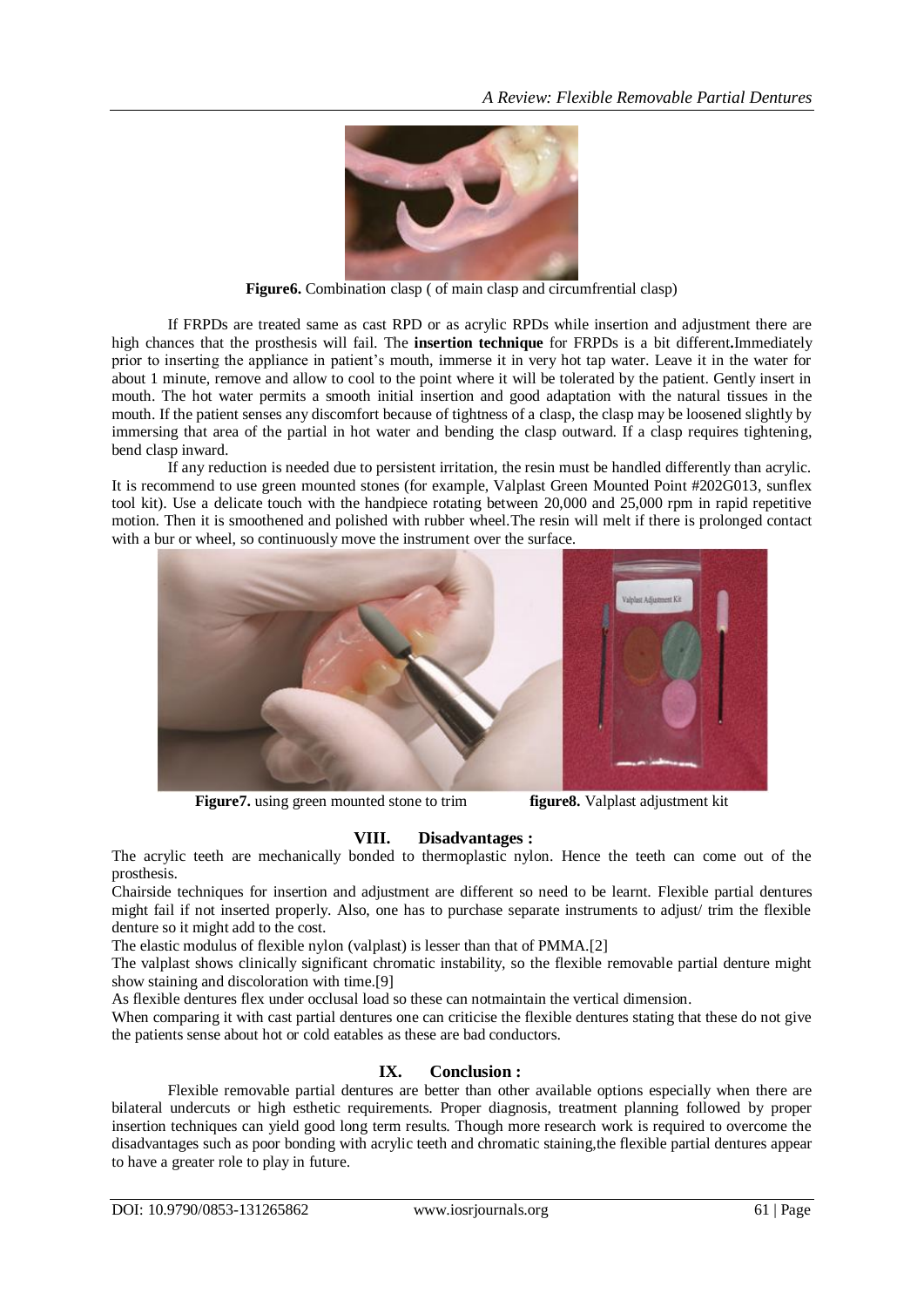**Figure6.** Combination clasp ( of main clasp and circumfrential clasp)

If FRPDs are treated same as cast RPD or as acrylic RPDs while insertion and adjustment there are high chances that the prosthesis will fail. The **insertion technique** for FRPDs is a bit different**.**Immediately prior to inserting the appliance in patient's mouth, immerse it in very hot tap water. Leave it in the water for about 1 minute, remove and allow to cool to the point where it will be tolerated by the patient. Gently insert in mouth. The hot water permits a smooth initial insertion and good adaptation with the natural tissues in the mouth. If the patient senses any discomfort because of tightness of a clasp, the clasp may be loosened slightly by immersing that area of the partial in hot water and bending the clasp outward. If a clasp requires tightening, bend clasp inward.

If any reduction is needed due to persistent irritation, the resin must be handled differently than acrylic. It is recommend to use green mounted stones (for example, Valplast Green Mounted Point #202G013, sunflex tool kit). Use a delicate touch with the handpiece rotating between 20,000 and 25,000 rpm in rapid repetitive motion. Then it is smoothened and polished with rubber wheel.The resin will melt if there is prolonged contact with a bur or wheel, so continuously move the instrument over the surface.

**Figure7.** using green mounted stone to trim **figure8.** Valplast adjustment kit

## VIII. Disadvantages :

The acrylic teeth are mechanically bonded to thermoplastic nylon. Hence the teeth can come out of the prosthesis.

Chairside techniques for insertion and adjustment are different so need to be learnt. Flexible partial dentures might fail if not inserted properly. Also, one has to purchase separate instruments to adjust/ trim the flexible denture so it might add to the cost.

The elastic modulus of flexible nylon (valplast) is lesser than that of PMMA.[2]

The valplast shows clinically significant chromatic instability, so the flexible removable partial denture might show staining and discoloration with time.[9]

As flexible dentures flex under occlusal load so these can notmaintain the vertical dimension.

When comparing it with cast partial dentures one can criticise the flexible dentures stating that these do not give the patients sense about hot or cold eatables as these are bad conductors.

## IX. Conclusion :

Flexible removable partial dentures are better than other available options especially when there are bilateral undercuts or high esthetic requirements. Proper diagnosis, treatment planning followed by proper insertion techniques can yield good long term results. Though more research work is required to overcome the disadvantages such as poor bonding with acrylic teeth and chromatic staining,the flexible partial dentures appear to have a greater role to play in future.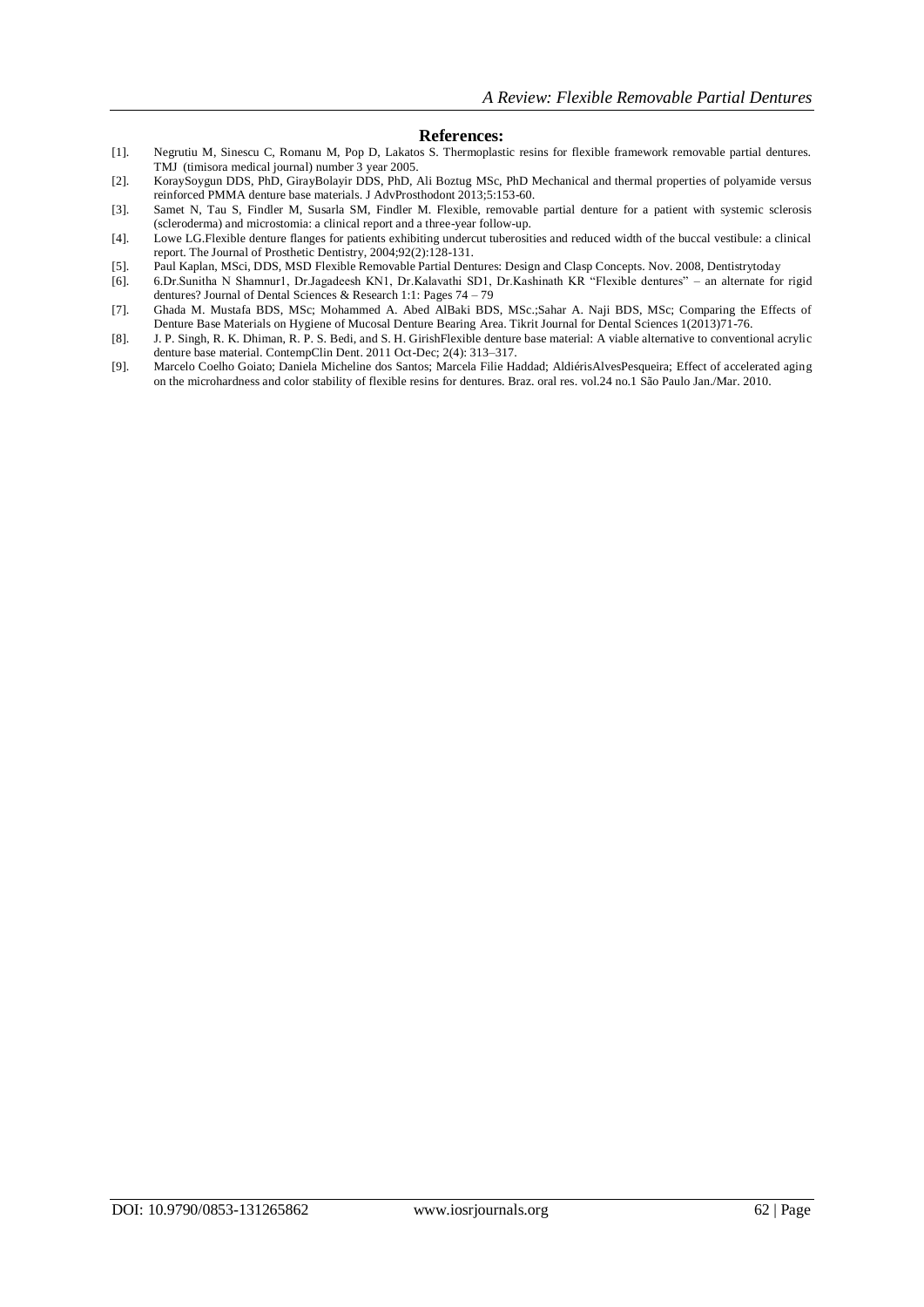## References:

[1]. Negrutiu M, Sinescu C, Romanu M, Pop D, Lakatos S. Thermoplastic resins for flexible framework removable partial dentures. TMJ (timisora medical journal) number 3 year 2005.

[2]. KoraySoygun DDS, PhD, GirayBolayir DDS, PhD, Ali Boztug MSc, PhD Mechanical and thermal properties of polyamide versus reinforced PMMA denture base materials. J AdvProsthodont 2013;5:153-60.

[3]. Samet N, Tau S, Findler M, Susarla SM, Findler M. Flexible, removable partial denture for a patient with systemic sclerosis (scleroderma) and microstomia: a clinical report and a three-year follow-up.

[4]. Lowe LG.Flexible denture flanges for patients exhibiting undercut tuberosities and reduced width of the buccal vestibule: a clinical report. The Journal of Prosthetic Dentistry, 2004;92(2):128-131.

[5]. Paul Kaplan, MSci, DDS, MSD Flexible Removable Partial Dentures: Design and Clasp Concepts. Nov. 2008, Dentistrytoday

[6]. 6.Dr.Sunitha N Shamnur1, Dr.Jagadeesh KN1, Dr.Kalavathi SD1, Dr.Kashinath KR "Flexible dentures" – an alternate for rigid dentures? Journal of Dental Sciences & Research 1:1: Pages 74 – 79

[7]. Ghada M. Mustafa BDS, MSc; Mohammed A. Abed AlBaki BDS, MSc.;Sahar A. Naji BDS, MSc; Comparing the Effects of Denture Base Materials on Hygiene of Mucosal Denture Bearing Area. Tikrit Journal for Dental Sciences 1(2013)71-76.

[8]. J. P. Singh, R. K. Dhiman, R. P. S. Bedi, and S. H. GirishFlexible denture base material: A viable alternative to conventional acrylic denture base material. ContempClin Dent. 2011 Oct-Dec; 2(4): 313–317.

[9]. Marcelo Coelho Goiato; Daniela Micheline dos Santos; Marcela Filie Haddad; AldiérisAlvesPesqueira; Effect of accelerated aging on the microhardness and color stability of flexible resins for dentures. Braz. oral res. vol.24 no.1 São Paulo Jan./Mar. 2010.